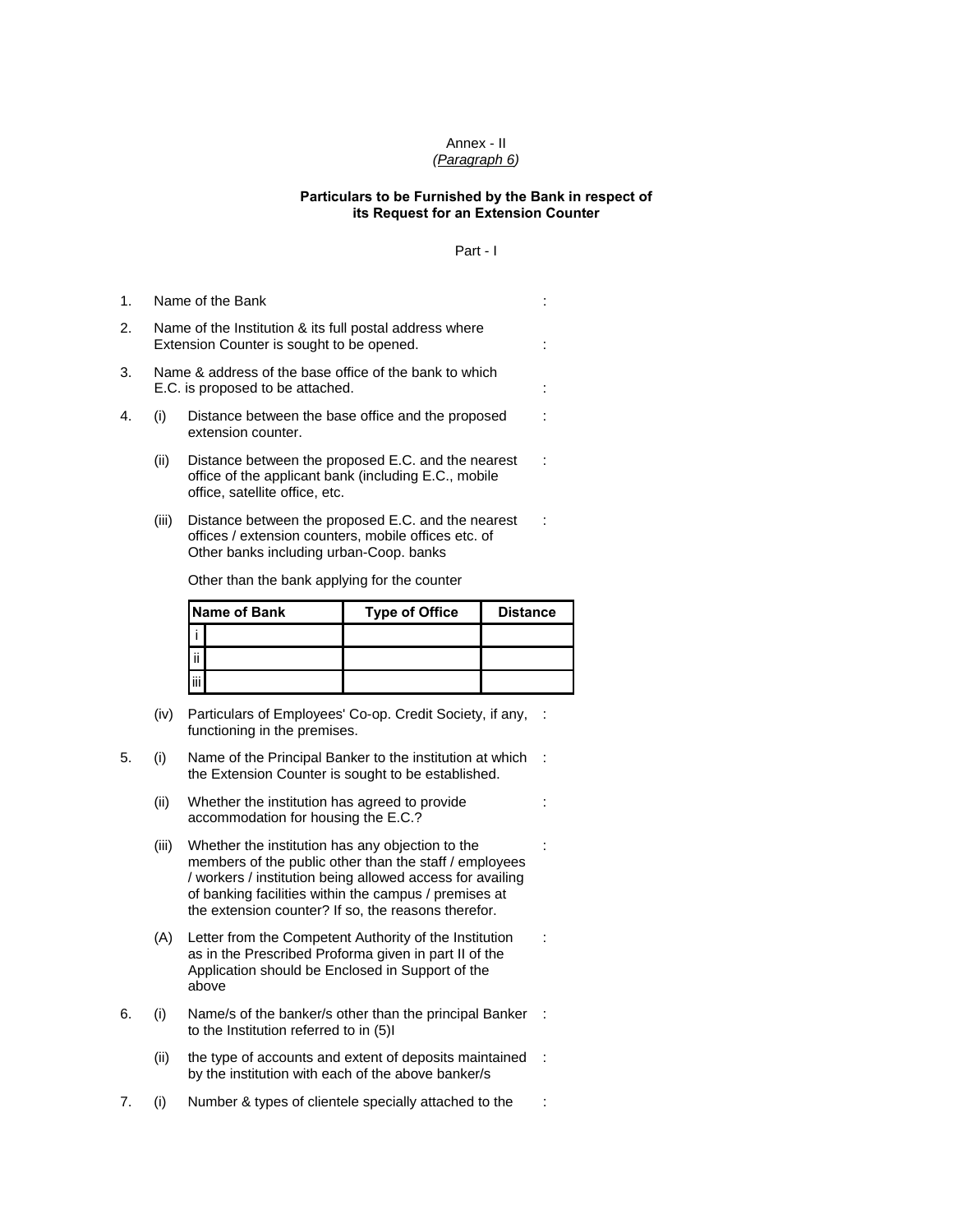Annex - II
*(Paragraph 6)*

**Particulars to be Furnished by the Bank in respect of its Request for an Extension Counter**

Part - I

1. Name of the Bank :

2. Name of the Institution & its full postal address where Extension Counter is sought to be opened. :

3. Name & address of the base office of the bank to which E.C. is proposed to be attached. :

4. (i) Distance between the base office and the proposed extension counter. :

   (ii) Distance between the proposed E.C. and the nearest office of the applicant bank (including E.C., mobile office, satellite office, etc. :

   (iii) Distance between the proposed E.C. and the nearest offices / extension counters, mobile offices etc. of Other banks including urban-Coop. banks :

   Other than the bank applying for the counter

| | Name of Bank | Type of Office | Distance |
|---|---|---|---|
| i | | | |
| ii | | | |
| iii | | | |

   (iv) Particulars of Employees' Co-op. Credit Society, if any, functioning in the premises. :

5. (i) Name of the Principal Banker to the institution at which the Extension Counter is sought to be established. :

   (ii) Whether the institution has agreed to provide accommodation for housing the E.C.? :

   (iii) Whether the institution has any objection to the members of the public other than the staff / employees / workers / institution being allowed access for availing of banking facilities within the campus / premises at the extension counter? If so, the reasons therefor. :

   (A) Letter from the Competent Authority of the Institution as in the Prescribed Proforma given in part II of the Application should be Enclosed in Support of the above :

6. (i) Name/s of the banker/s other than the principal Banker to the Institution referred to in (5)I :

   (ii) the type of accounts and extent of deposits maintained by the institution with each of the above banker/s :

7. (i) Number & types of clientele specially attached to the :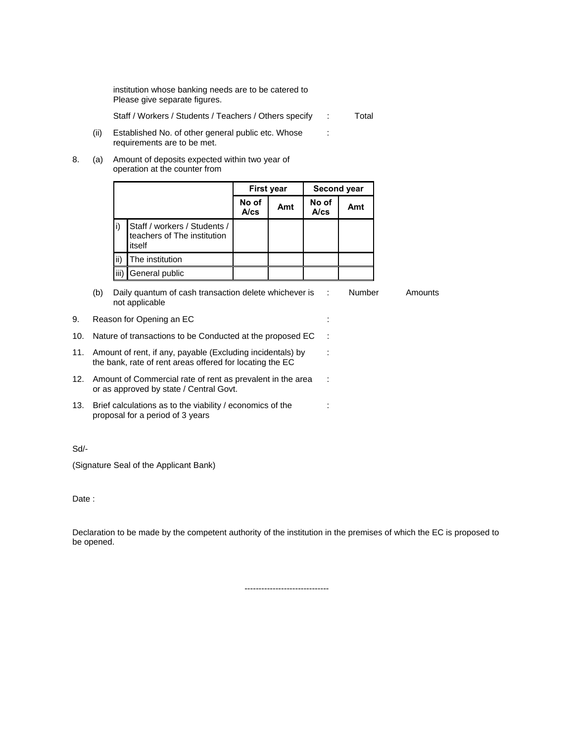institution whose banking needs are to be catered to
Please give separate figures.

Staff / Workers / Students / Teachers / Others specify : Total

(ii) Established No. of other general public etc. Whose requirements are to be met. :

8. (a) Amount of deposits expected within two year of operation at the counter from

| | | First year | | Second year | |
|---|---|---|---|---|---|
| | | **No of A/cs** | **Amt** | **No of A/cs** | **Amt** |
| i) | Staff / workers / Students / teachers of The institution itself | | | | |
| ii) | The institution | | | | |
| iii) | General public | | | | |

(b) Daily quantum of cash transaction delete whichever is not applicable : Number Amounts

9. Reason for Opening an EC :

10. Nature of transactions to be Conducted at the proposed EC :

11. Amount of rent, if any, payable (Excluding incidentals) by the bank, rate of rent areas offered for locating the EC :

12. Amount of Commercial rate of rent as prevalent in the area or as approved by state / Central Govt. :

13. Brief calculations as to the viability / economics of the proposal for a period of 3 years :

Sd/-

(Signature Seal of the Applicant Bank)

Date :

Declaration to be made by the competent authority of the institution in the premises of which the EC is proposed to be opened.

------------------------------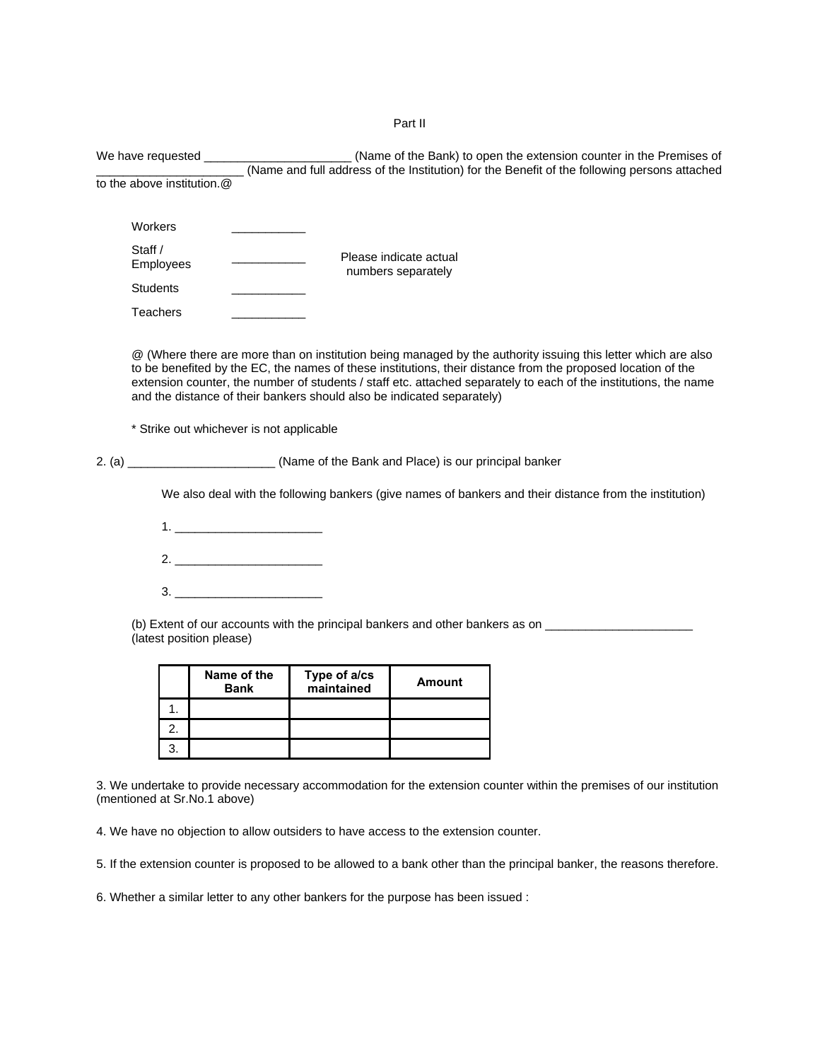Part II

We have requested ______________________ (Name of the Bank) to open the extension counter in the Premises of ______________________ (Name and full address of the Institution) for the Benefit of the following persons attached to the above institution.@

| | | |
|---|---|---|
| Workers | ___________ | Please indicate actual numbers separately |
| Staff / Employees | ___________ | |
| Students | ___________ | |
| Teachers | ___________ | |

@ (Where there are more than on institution being managed by the authority issuing this letter which are also to be benefited by the EC, the names of these institutions, their distance from the proposed location of the extension counter, the number of students / staff etc. attached separately to each of the institutions, the name and the distance of their bankers should also be indicated separately)

\* Strike out whichever is not applicable

2. (a) ______________________ (Name of the Bank and Place) is our principal banker

    We also deal with the following bankers (give names of bankers and their distance from the institution)

    1. ______________________

    2. ______________________

    3. ______________________

    (b) Extent of our accounts with the principal bankers and other bankers as on ______________________ (latest position please)

| | Name of the Bank | Type of a/cs maintained | Amount |
|---|---|---|---|
| 1. | | | |
| 2. | | | |
| 3. | | | |

3. We undertake to provide necessary accommodation for the extension counter within the premises of our institution (mentioned at Sr.No.1 above)

4. We have no objection to allow outsiders to have access to the extension counter.

5. If the extension counter is proposed to be allowed to a bank other than the principal banker, the reasons therefore.

6. Whether a similar letter to any other bankers for the purpose has been issued :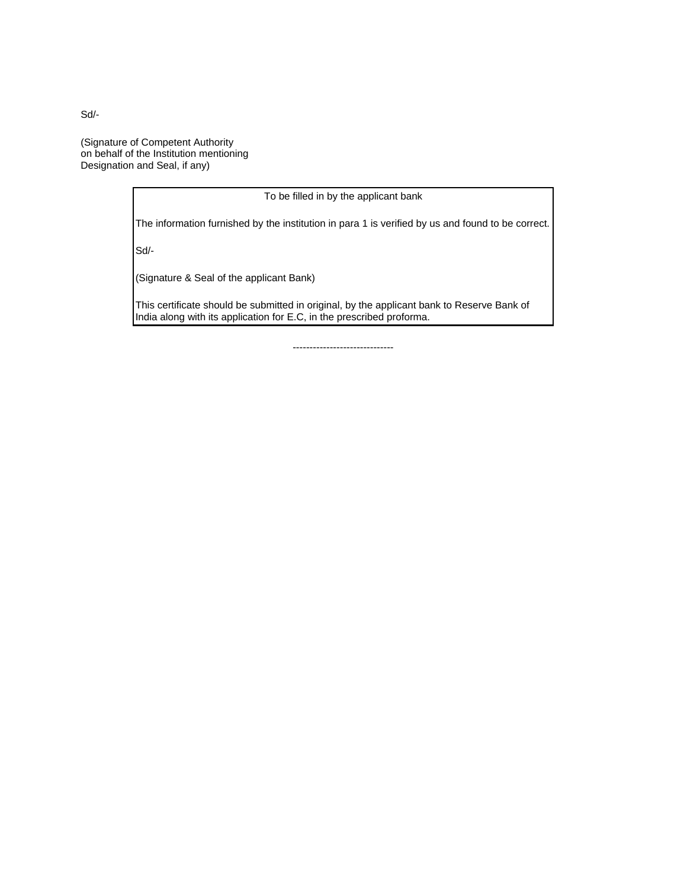Sd/-

(Signature of Competent Authority
on behalf of the Institution mentioning
Designation and Seal, if any)

| To be filled in by the applicant bank |
| --- |
| The information furnished by the institution in para 1 is verified by us and found to be correct. |
| Sd/- |
| (Signature & Seal of the applicant Bank) |
| This certificate should be submitted in original, by the applicant bank to Reserve Bank of India along with its application for E.C, in the prescribed proforma. |

------------------------------